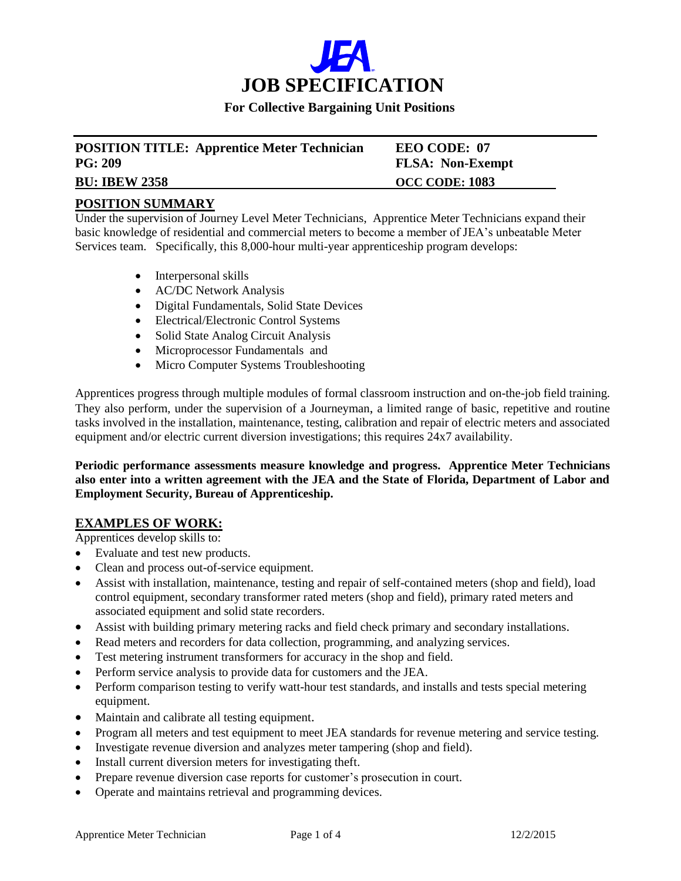JEA

# JOB SPECIFICATION

**For Collective Bargaining Unit Positions**

| | |
|---|---|
| **POSITION TITLE: Apprentice Meter Technician** | **EEO CODE: 07** |
| **PG: 209** | **FLSA: Non-Exempt** |
| **BU: IBEW 2358** | **OCC CODE: 1083** |

## POSITION SUMMARY

Under the supervision of Journey Level Meter Technicians, Apprentice Meter Technicians expand their basic knowledge of residential and commercial meters to become a member of JEA's unbeatable Meter Services team. Specifically, this 8,000-hour multi-year apprenticeship program develops:

- Interpersonal skills
- AC/DC Network Analysis
- Digital Fundamentals, Solid State Devices
- Electrical/Electronic Control Systems
- Solid State Analog Circuit Analysis
- Microprocessor Fundamentals and
- Micro Computer Systems Troubleshooting

Apprentices progress through multiple modules of formal classroom instruction and on-the-job field training. They also perform, under the supervision of a Journeyman, a limited range of basic, repetitive and routine tasks involved in the installation, maintenance, testing, calibration and repair of electric meters and associated equipment and/or electric current diversion investigations; this requires 24x7 availability.

**Periodic performance assessments measure knowledge and progress. Apprentice Meter Technicians also enter into a written agreement with the JEA and the State of Florida, Department of Labor and Employment Security, Bureau of Apprenticeship.**

## EXAMPLES OF WORK:

Apprentices develop skills to:

- Evaluate and test new products.
- Clean and process out-of-service equipment.
- Assist with installation, maintenance, testing and repair of self-contained meters (shop and field), load control equipment, secondary transformer rated meters (shop and field), primary rated meters and associated equipment and solid state recorders.
- Assist with building primary metering racks and field check primary and secondary installations.
- Read meters and recorders for data collection, programming, and analyzing services.
- Test metering instrument transformers for accuracy in the shop and field.
- Perform service analysis to provide data for customers and the JEA.
- Perform comparison testing to verify watt-hour test standards, and installs and tests special metering equipment.
- Maintain and calibrate all testing equipment.
- Program all meters and test equipment to meet JEA standards for revenue metering and service testing.
- Investigate revenue diversion and analyzes meter tampering (shop and field).
- Install current diversion meters for investigating theft.
- Prepare revenue diversion case reports for customer's prosecution in court.
- Operate and maintains retrieval and programming devices.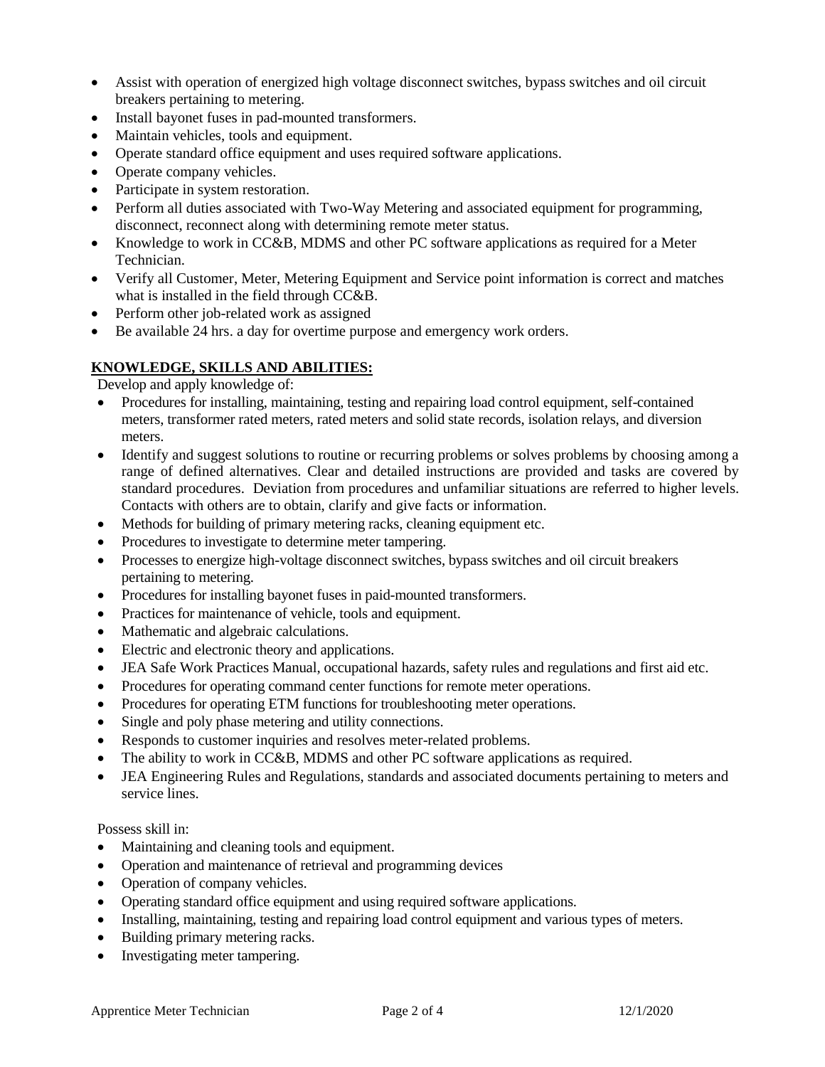- Assist with operation of energized high voltage disconnect switches, bypass switches and oil circuit breakers pertaining to metering.
- Install bayonet fuses in pad-mounted transformers.
- Maintain vehicles, tools and equipment.
- Operate standard office equipment and uses required software applications.
- Operate company vehicles.
- Participate in system restoration.
- Perform all duties associated with Two-Way Metering and associated equipment for programming, disconnect, reconnect along with determining remote meter status.
- Knowledge to work in CC&B, MDMS and other PC software applications as required for a Meter Technician.
- Verify all Customer, Meter, Metering Equipment and Service point information is correct and matches what is installed in the field through CC&B.
- Perform other job-related work as assigned
- Be available 24 hrs. a day for overtime purpose and emergency work orders.

**KNOWLEDGE, SKILLS AND ABILITIES:**

Develop and apply knowledge of:

- Procedures for installing, maintaining, testing and repairing load control equipment, self-contained meters, transformer rated meters, rated meters and solid state records, isolation relays, and diversion meters.
- Identify and suggest solutions to routine or recurring problems or solves problems by choosing among a range of defined alternatives. Clear and detailed instructions are provided and tasks are covered by standard procedures. Deviation from procedures and unfamiliar situations are referred to higher levels. Contacts with others are to obtain, clarify and give facts or information.
- Methods for building of primary metering racks, cleaning equipment etc.
- Procedures to investigate to determine meter tampering.
- Processes to energize high-voltage disconnect switches, bypass switches and oil circuit breakers pertaining to metering.
- Procedures for installing bayonet fuses in paid-mounted transformers.
- Practices for maintenance of vehicle, tools and equipment.
- Mathematic and algebraic calculations.
- Electric and electronic theory and applications.
- JEA Safe Work Practices Manual, occupational hazards, safety rules and regulations and first aid etc.
- Procedures for operating command center functions for remote meter operations.
- Procedures for operating ETM functions for troubleshooting meter operations.
- Single and poly phase metering and utility connections.
- Responds to customer inquiries and resolves meter-related problems.
- The ability to work in CC&B, MDMS and other PC software applications as required.
- JEA Engineering Rules and Regulations, standards and associated documents pertaining to meters and service lines.

Possess skill in:

- Maintaining and cleaning tools and equipment.
- Operation and maintenance of retrieval and programming devices
- Operation of company vehicles.
- Operating standard office equipment and using required software applications.
- Installing, maintaining, testing and repairing load control equipment and various types of meters.
- Building primary metering racks.
- Investigating meter tampering.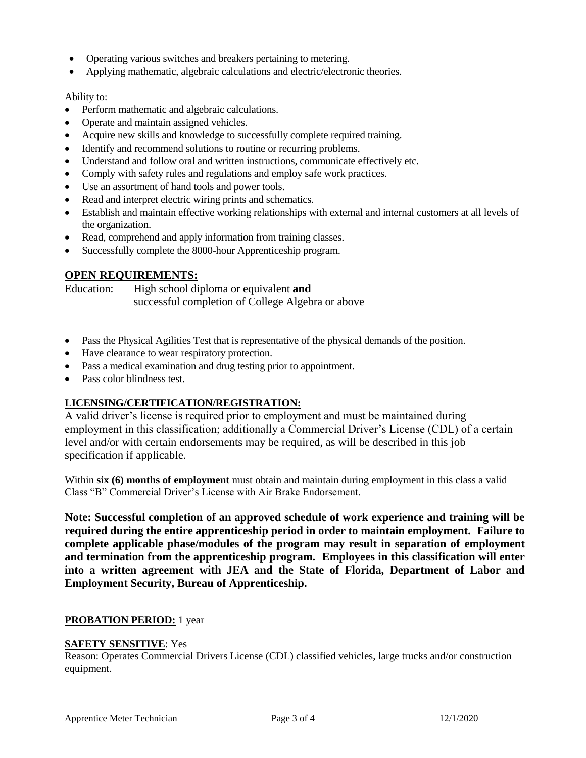- Operating various switches and breakers pertaining to metering.
- Applying mathematic, algebraic calculations and electric/electronic theories.

Ability to:

- Perform mathematic and algebraic calculations.
- Operate and maintain assigned vehicles.
- Acquire new skills and knowledge to successfully complete required training.
- Identify and recommend solutions to routine or recurring problems.
- Understand and follow oral and written instructions, communicate effectively etc.
- Comply with safety rules and regulations and employ safe work practices.
- Use an assortment of hand tools and power tools.
- Read and interpret electric wiring prints and schematics.
- Establish and maintain effective working relationships with external and internal customers at all levels of the organization.
- Read, comprehend and apply information from training classes.
- Successfully complete the 8000-hour Apprenticeship program.

## OPEN REQUIREMENTS:

Education: High school diploma or equivalent **and** successful completion of College Algebra or above

- Pass the Physical Agilities Test that is representative of the physical demands of the position.
- Have clearance to wear respiratory protection.
- Pass a medical examination and drug testing prior to appointment.
- Pass color blindness test.

## LICENSING/CERTIFICATION/REGISTRATION:

A valid driver's license is required prior to employment and must be maintained during employment in this classification; additionally a Commercial Driver's License (CDL) of a certain level and/or with certain endorsements may be required, as will be described in this job specification if applicable.

Within **six (6) months of employment** must obtain and maintain during employment in this class a valid Class "B" Commercial Driver's License with Air Brake Endorsement.

**Note: Successful completion of an approved schedule of work experience and training will be required during the entire apprenticeship period in order to maintain employment. Failure to complete applicable phase/modules of the program may result in separation of employment and termination from the apprenticeship program. Employees in this classification will enter into a written agreement with JEA and the State of Florida, Department of Labor and Employment Security, Bureau of Apprenticeship.**

**PROBATION PERIOD:** 1 year

**SAFETY SENSITIVE**: Yes

Reason: Operates Commercial Drivers License (CDL) classified vehicles, large trucks and/or construction equipment.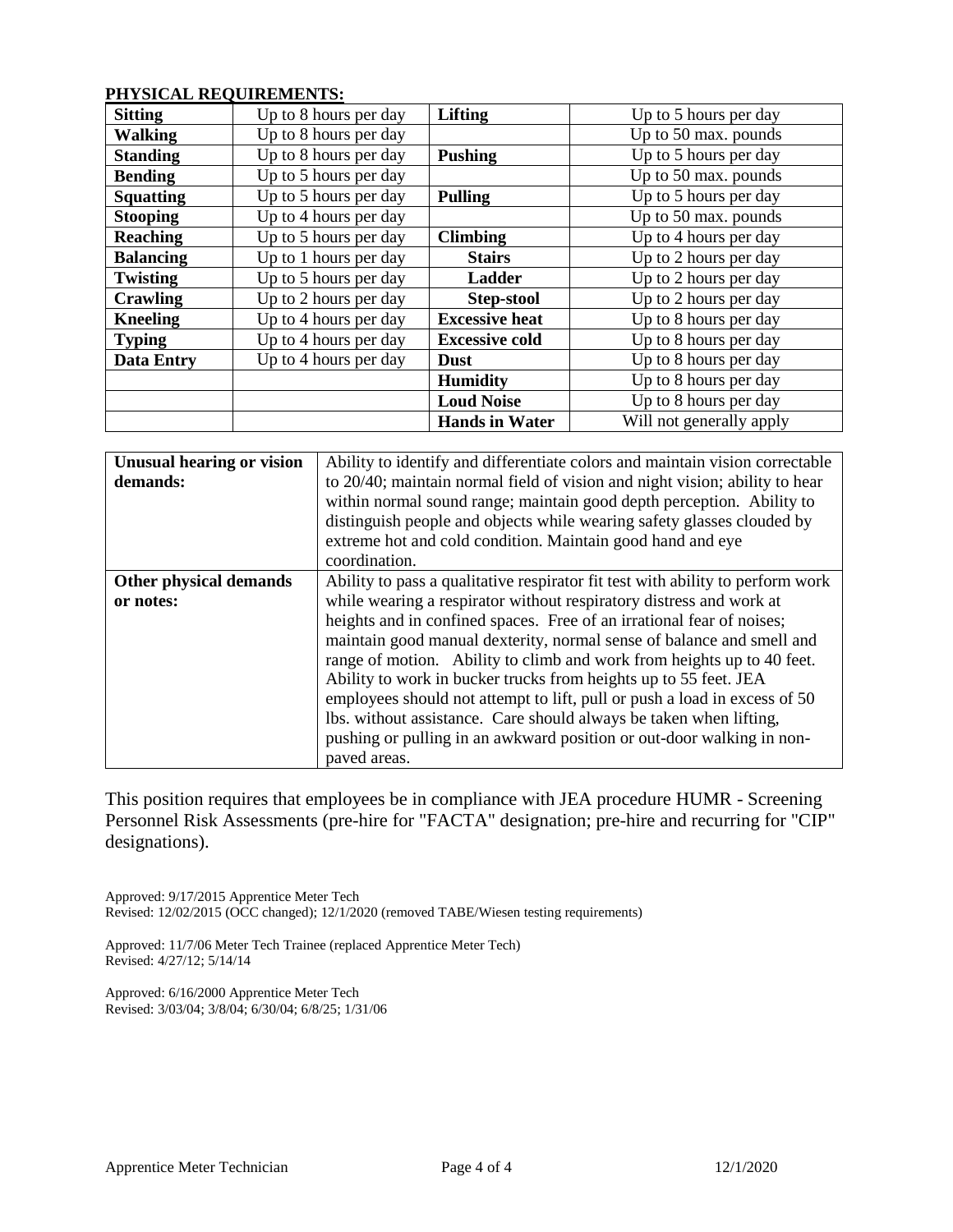**PHYSICAL REQUIREMENTS:**

| | | | |
|---|---|---|---|
| **Sitting** | Up to 8 hours per day | **Lifting** | Up to 5 hours per day |
| **Walking** | Up to 8 hours per day | | Up to 50 max. pounds |
| **Standing** | Up to 8 hours per day | **Pushing** | Up to 5 hours per day |
| **Bending** | Up to 5 hours per day | | Up to 50 max. pounds |
| **Squatting** | Up to 5 hours per day | **Pulling** | Up to 5 hours per day |
| **Stooping** | Up to 4 hours per day | | Up to 50 max. pounds |
| **Reaching** | Up to 5 hours per day | **Climbing** | Up to 4 hours per day |
| **Balancing** | Up to 1 hours per day | **Stairs** | Up to 2 hours per day |
| **Twisting** | Up to 5 hours per day | **Ladder** | Up to 2 hours per day |
| **Crawling** | Up to 2 hours per day | **Step-stool** | Up to 2 hours per day |
| **Kneeling** | Up to 4 hours per day | **Excessive heat** | Up to 8 hours per day |
| **Typing** | Up to 4 hours per day | **Excessive cold** | Up to 8 hours per day |
| **Data Entry** | Up to 4 hours per day | **Dust** | Up to 8 hours per day |
| | | **Humidity** | Up to 8 hours per day |
| | | **Loud Noise** | Up to 8 hours per day |
| | | **Hands in Water** | Will not generally apply |

| | |
|---|---|
| **Unusual hearing or vision demands:** | Ability to identify and differentiate colors and maintain vision correctable to 20/40; maintain normal field of vision and night vision; ability to hear within normal sound range; maintain good depth perception. Ability to distinguish people and objects while wearing safety glasses clouded by extreme hot and cold condition. Maintain good hand and eye coordination. |
| **Other physical demands or notes:** | Ability to pass a qualitative respirator fit test with ability to perform work while wearing a respirator without respiratory distress and work at heights and in confined spaces. Free of an irrational fear of noises; maintain good manual dexterity, normal sense of balance and smell and range of motion. Ability to climb and work from heights up to 40 feet. Ability to work in bucker trucks from heights up to 55 feet. JEA employees should not attempt to lift, pull or push a load in excess of 50 lbs. without assistance. Care should always be taken when lifting, pushing or pulling in an awkward position or out-door walking in non-paved areas. |

This position requires that employees be in compliance with JEA procedure HUMR - Screening Personnel Risk Assessments (pre-hire for "FACTA" designation; pre-hire and recurring for "CIP" designations).

Approved: 9/17/2015 Apprentice Meter Tech
Revised: 12/02/2015 (OCC changed); 12/1/2020 (removed TABE/Wiesen testing requirements)

Approved: 11/7/06 Meter Tech Trainee (replaced Apprentice Meter Tech)
Revised: 4/27/12; 5/14/14

Approved: 6/16/2000 Apprentice Meter Tech
Revised: 3/03/04; 3/8/04; 6/30/04; 6/8/25; 1/31/06